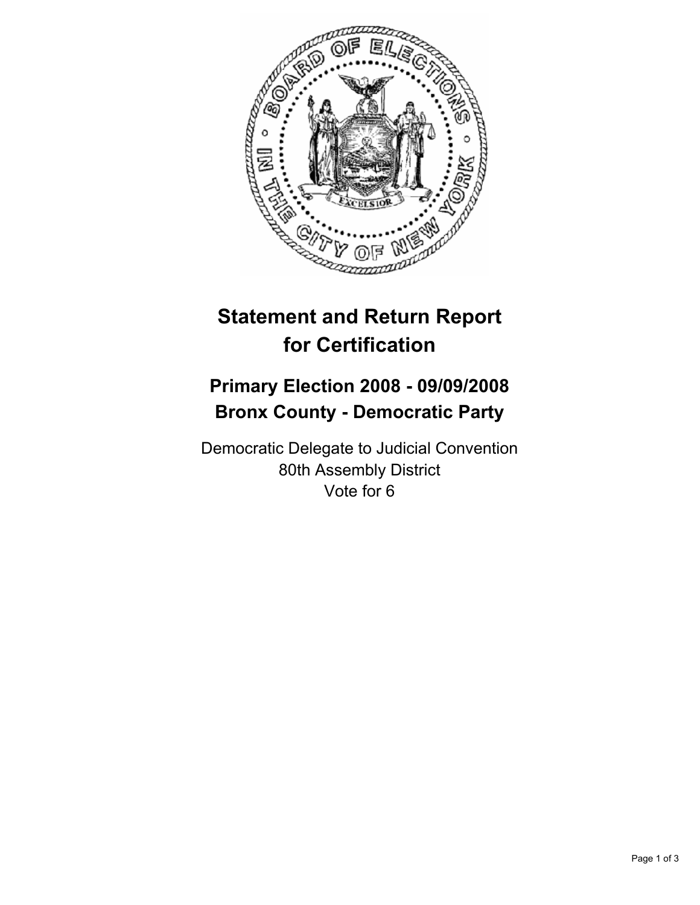# Statement and Return Report for Certification

## Primary Election 2008 - 09/09/2008
## Bronx County - Democratic Party

Democratic Delegate to Judicial Convention
80th Assembly District
Vote for 6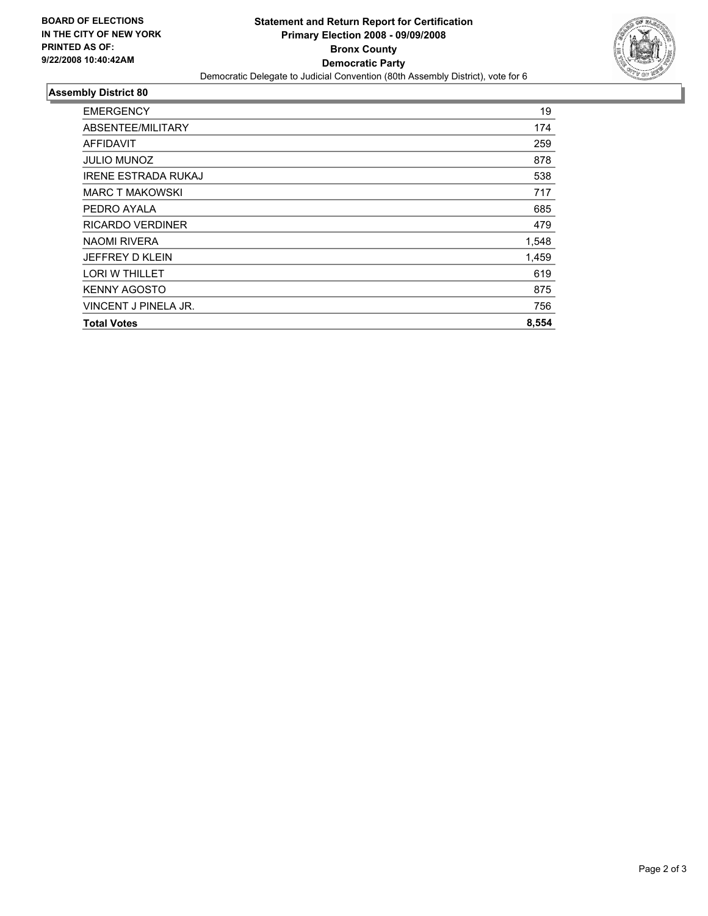**BOARD OF ELECTIONS IN THE CITY OF NEW YORK PRINTED AS OF: 9/22/2008 10:40:42AM**

# Statement and Return Report for Certification
## Primary Election 2008 - 09/09/2008
## Bronx County
## Democratic Party

Democratic Delegate to Judicial Convention (80th Assembly District), vote for 6

### Assembly District 80

| | |
|---|---|
| EMERGENCY | 19 |
| ABSENTEE/MILITARY | 174 |
| AFFIDAVIT | 259 |
| JULIO MUNOZ | 878 |
| IRENE ESTRADA RUKAJ | 538 |
| MARC T MAKOWSKI | 717 |
| PEDRO AYALA | 685 |
| RICARDO VERDINER | 479 |
| NAOMI RIVERA | 1,548 |
| JEFFREY D KLEIN | 1,459 |
| LORI W THILLET | 619 |
| KENNY AGOSTO | 875 |
| VINCENT J PINELA JR. | 756 |
| **Total Votes** | **8,554** |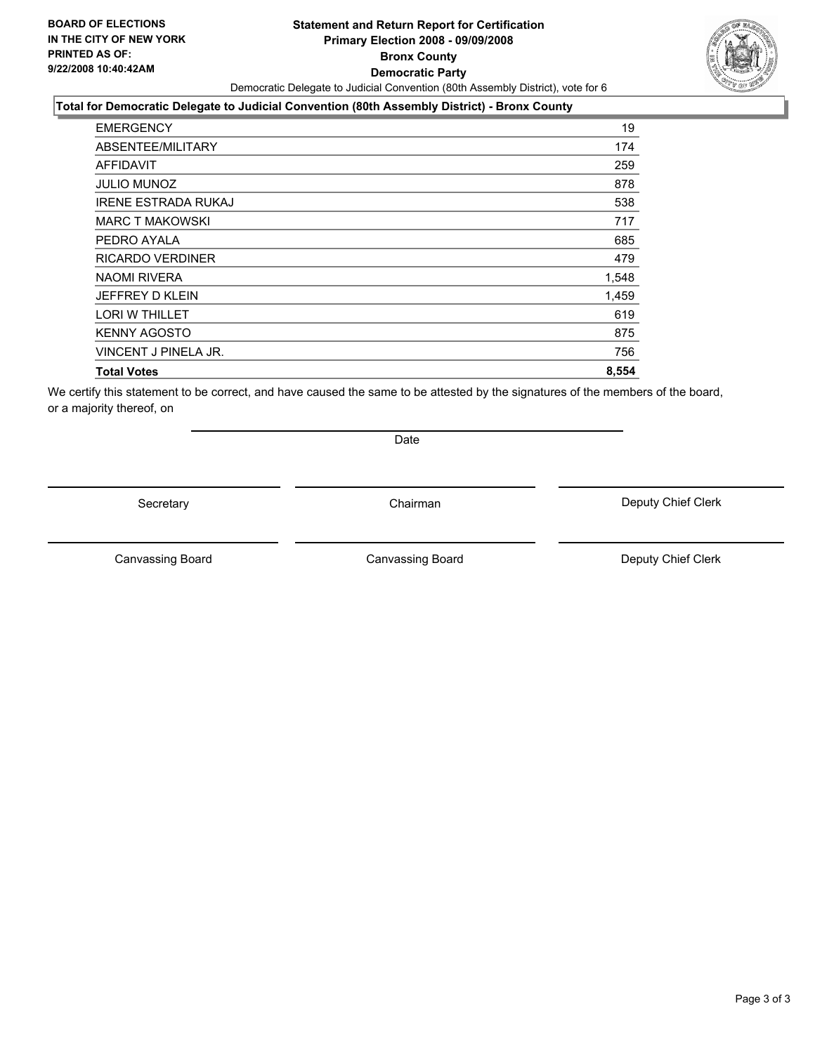**BOARD OF ELECTIONS IN THE CITY OF NEW YORK PRINTED AS OF: 9/22/2008 10:40:42AM**

**Statement and Return Report for Certification**
**Primary Election 2008 - 09/09/2008**
**Bronx County**
**Democratic Party**

Democratic Delegate to Judicial Convention (80th Assembly District), vote for 6

**Total for Democratic Delegate to Judicial Convention (80th Assembly District) - Bronx County**

| | |
|---|---|
| EMERGENCY | 19 |
| ABSENTEE/MILITARY | 174 |
| AFFIDAVIT | 259 |
| JULIO MUNOZ | 878 |
| IRENE ESTRADA RUKAJ | 538 |
| MARC T MAKOWSKI | 717 |
| PEDRO AYALA | 685 |
| RICARDO VERDINER | 479 |
| NAOMI RIVERA | 1,548 |
| JEFFREY D KLEIN | 1,459 |
| LORI W THILLET | 619 |
| KENNY AGOSTO | 875 |
| VINCENT J PINELA JR. | 756 |
| **Total Votes** | **8,554** |

We certify this statement to be correct, and have caused the same to be attested by the signatures of the members of the board, or a majority thereof, on

Date

Secretary

Chairman

Deputy Chief Clerk

Canvassing Board

Canvassing Board

Deputy Chief Clerk